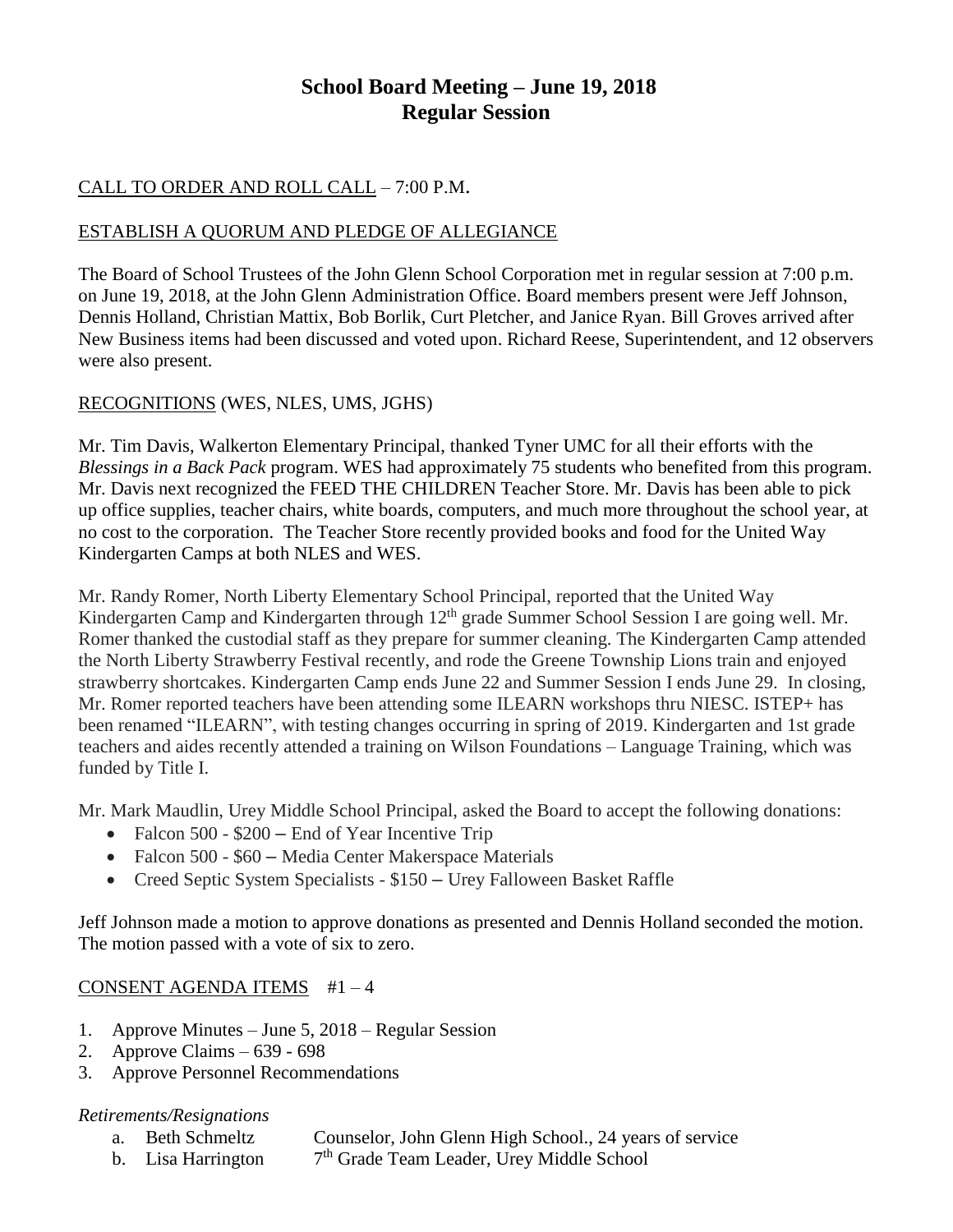# School Board Meeting – June 19, 2018
# Regular Session

CALL TO ORDER AND ROLL CALL – 7:00 P.M.

ESTABLISH A QUORUM AND PLEDGE OF ALLEGIANCE

The Board of School Trustees of the John Glenn School Corporation met in regular session at 7:00 p.m. on June 19, 2018, at the John Glenn Administration Office. Board members present were Jeff Johnson, Dennis Holland, Christian Mattix, Bob Borlik, Curt Pletcher, and Janice Ryan. Bill Groves arrived after New Business items had been discussed and voted upon. Richard Reese, Superintendent, and 12 observers were also present.

RECOGNITIONS (WES, NLES, UMS, JGHS)

Mr. Tim Davis, Walkerton Elementary Principal, thanked Tyner UMC for all their efforts with the *Blessings in a Back Pack* program. WES had approximately 75 students who benefited from this program. Mr. Davis next recognized the FEED THE CHILDREN Teacher Store. Mr. Davis has been able to pick up office supplies, teacher chairs, white boards, computers, and much more throughout the school year, at no cost to the corporation. The Teacher Store recently provided books and food for the United Way Kindergarten Camps at both NLES and WES.

Mr. Randy Romer, North Liberty Elementary School Principal, reported that the United Way Kindergarten Camp and Kindergarten through 12th grade Summer School Session I are going well. Mr. Romer thanked the custodial staff as they prepare for summer cleaning. The Kindergarten Camp attended the North Liberty Strawberry Festival recently, and rode the Greene Township Lions train and enjoyed strawberry shortcakes. Kindergarten Camp ends June 22 and Summer Session I ends June 29. In closing, Mr. Romer reported teachers have been attending some ILEARN workshops thru NIESC. ISTEP+ has been renamed "ILEARN", with testing changes occurring in spring of 2019. Kindergarten and 1st grade teachers and aides recently attended a training on Wilson Foundations – Language Training, which was funded by Title I.

Mr. Mark Maudlin, Urey Middle School Principal, asked the Board to accept the following donations:

- Falcon 500 - $200 – End of Year Incentive Trip
- Falcon 500 - $60 – Media Center Makerspace Materials
- Creed Septic System Specialists - $150 – Urey Falloween Basket Raffle

Jeff Johnson made a motion to approve donations as presented and Dennis Holland seconded the motion. The motion passed with a vote of six to zero.

CONSENT AGENDA ITEMS #1 – 4

1. Approve Minutes – June 5, 2018 – Regular Session
2. Approve Claims – 639 - 698
3. Approve Personnel Recommendations

*Retirements/Resignations*

a. Beth Schmeltz — Counselor, John Glenn High School., 24 years of service
b. Lisa Harrington — 7th Grade Team Leader, Urey Middle School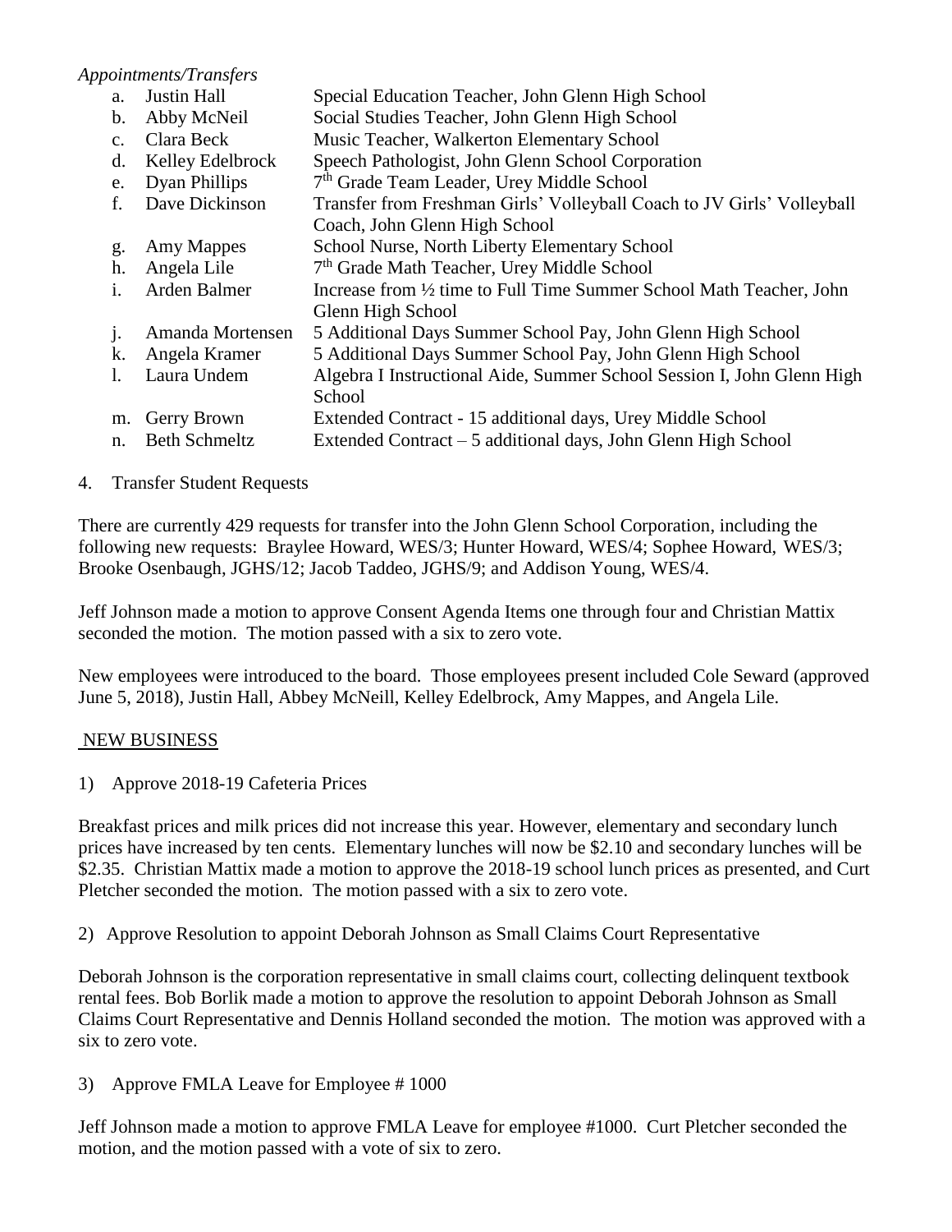*Appointments/Transfers*

a. Justin Hall — Special Education Teacher, John Glenn High School
b. Abby McNeil — Social Studies Teacher, John Glenn High School
c. Clara Beck — Music Teacher, Walkerton Elementary School
d. Kelley Edelbrock — Speech Pathologist, John Glenn School Corporation
e. Dyan Phillips — 7th Grade Team Leader, Urey Middle School
f. Dave Dickinson — Transfer from Freshman Girls' Volleyball Coach to JV Girls' Volleyball Coach, John Glenn High School
g. Amy Mappes — School Nurse, North Liberty Elementary School
h. Angela Lile — 7th Grade Math Teacher, Urey Middle School
i. Arden Balmer — Increase from ½ time to Full Time Summer School Math Teacher, John Glenn High School
j. Amanda Mortensen — 5 Additional Days Summer School Pay, John Glenn High School
k. Angela Kramer — 5 Additional Days Summer School Pay, John Glenn High School
l. Laura Undem — Algebra I Instructional Aide, Summer School Session I, John Glenn High School
m. Gerry Brown — Extended Contract - 15 additional days, Urey Middle School
n. Beth Schmeltz — Extended Contract – 5 additional days, John Glenn High School

4. Transfer Student Requests

There are currently 429 requests for transfer into the John Glenn School Corporation, including the following new requests: Braylee Howard, WES/3; Hunter Howard, WES/4; Sophee Howard, WES/3; Brooke Osenbaugh, JGHS/12; Jacob Taddeo, JGHS/9; and Addison Young, WES/4.

Jeff Johnson made a motion to approve Consent Agenda Items one through four and Christian Mattix seconded the motion. The motion passed with a six to zero vote.

New employees were introduced to the board. Those employees present included Cole Seward (approved June 5, 2018), Justin Hall, Abbey McNeill, Kelley Edelbrock, Amy Mappes, and Angela Lile.

## NEW BUSINESS

1) Approve 2018-19 Cafeteria Prices

Breakfast prices and milk prices did not increase this year. However, elementary and secondary lunch prices have increased by ten cents. Elementary lunches will now be $2.10 and secondary lunches will be $2.35. Christian Mattix made a motion to approve the 2018-19 school lunch prices as presented, and Curt Pletcher seconded the motion. The motion passed with a six to zero vote.

2) Approve Resolution to appoint Deborah Johnson as Small Claims Court Representative

Deborah Johnson is the corporation representative in small claims court, collecting delinquent textbook rental fees. Bob Borlik made a motion to approve the resolution to appoint Deborah Johnson as Small Claims Court Representative and Dennis Holland seconded the motion. The motion was approved with a six to zero vote.

3) Approve FMLA Leave for Employee # 1000

Jeff Johnson made a motion to approve FMLA Leave for employee #1000. Curt Pletcher seconded the motion, and the motion passed with a vote of six to zero.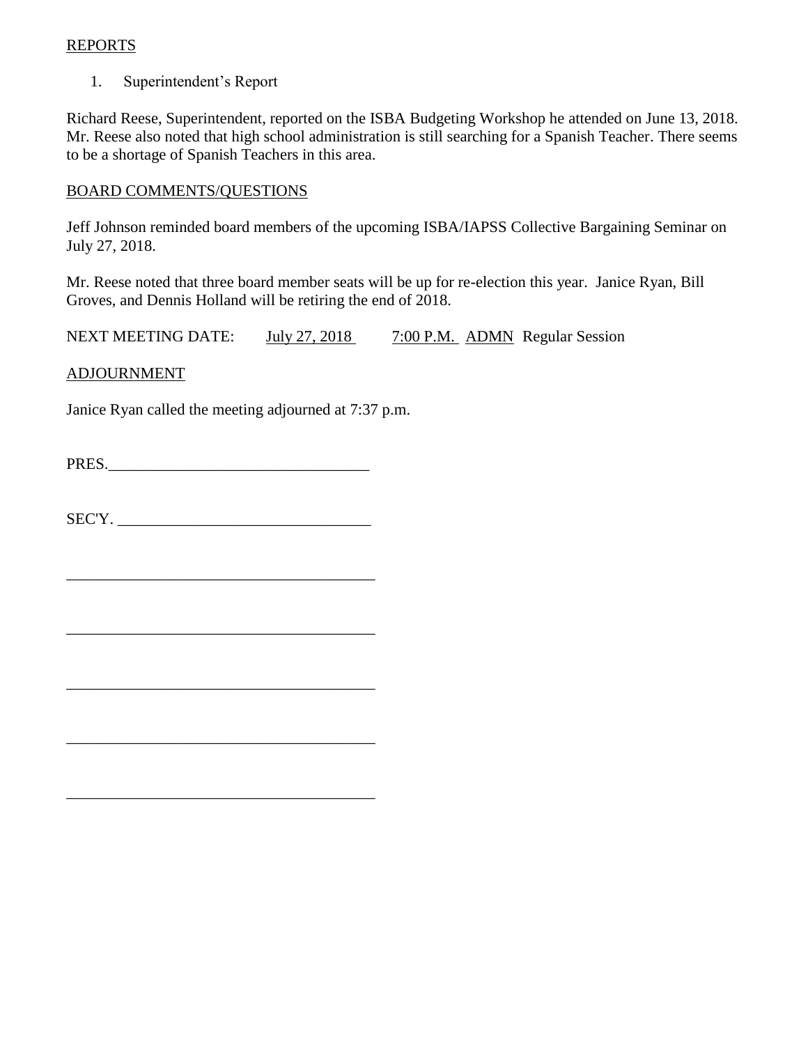REPORTS

1. Superintendent's Report

Richard Reese, Superintendent, reported on the ISBA Budgeting Workshop he attended on June 13, 2018. Mr. Reese also noted that high school administration is still searching for a Spanish Teacher. There seems to be a shortage of Spanish Teachers in this area.

BOARD COMMENTS/QUESTIONS

Jeff Johnson reminded board members of the upcoming ISBA/IAPSS Collective Bargaining Seminar on July 27, 2018.

Mr. Reese noted that three board member seats will be up for re-election this year. Janice Ryan, Bill Groves, and Dennis Holland will be retiring the end of 2018.

NEXT MEETING DATE: July 27, 2018 7:00 P.M. ADMN Regular Session

ADJOURNMENT

Janice Ryan called the meeting adjourned at 7:37 p.m.

PRES.________________________________

SEC'Y. _______________________________

_______________________________________

_______________________________________

_______________________________________

_______________________________________

_______________________________________